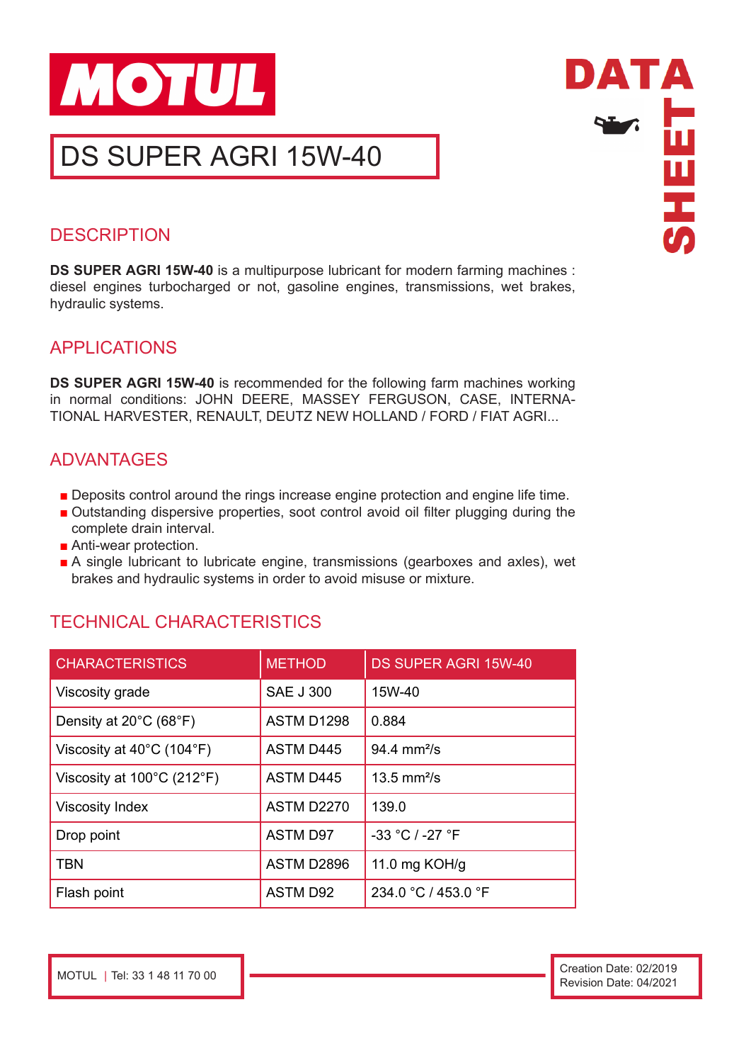# MOTUL

## DS SUPER AGRI 15W-40

DATA SHEET

## DESCRIPTION

**DS SUPER AGRI 15W-40** is a multipurpose lubricant for modern farming machines : diesel engines turbocharged or not, gasoline engines, transmissions, wet brakes, hydraulic systems.

## APPLICATIONS

**DS SUPER AGRI 15W-40** is recommended for the following farm machines working in normal conditions: JOHN DEERE, MASSEY FERGUSON, CASE, INTERNATIONAL HARVESTER, RENAULT, DEUTZ NEW HOLLAND / FORD / FIAT AGRI...

## ADVANTAGES

- Deposits control around the rings increase engine protection and engine life time.
- Outstanding dispersive properties, soot control avoid oil filter plugging during the complete drain interval.
- Anti-wear protection.
- A single lubricant to lubricate engine, transmissions (gearboxes and axles), wet brakes and hydraulic systems in order to avoid misuse or mixture.

## TECHNICAL CHARACTERISTICS

| CHARACTERISTICS | METHOD | DS SUPER AGRI 15W-40 |
|---|---|---|
| Viscosity grade | SAE J 300 | 15W-40 |
| Density at 20°C (68°F) | ASTM D1298 | 0.884 |
| Viscosity at 40°C (104°F) | ASTM D445 | 94.4 mm²/s |
| Viscosity at 100°C (212°F) | ASTM D445 | 13.5 mm²/s |
| Viscosity Index | ASTM D2270 | 139.0 |
| Drop point | ASTM D97 | -33 °C / -27 °F |
| TBN | ASTM D2896 | 11.0 mg KOH/g |
| Flash point | ASTM D92 | 234.0 °C / 453.0 °F |

MOTUL | Tel: 33 1 48 11 70 00

Creation Date: 02/2019
Revision Date: 04/2021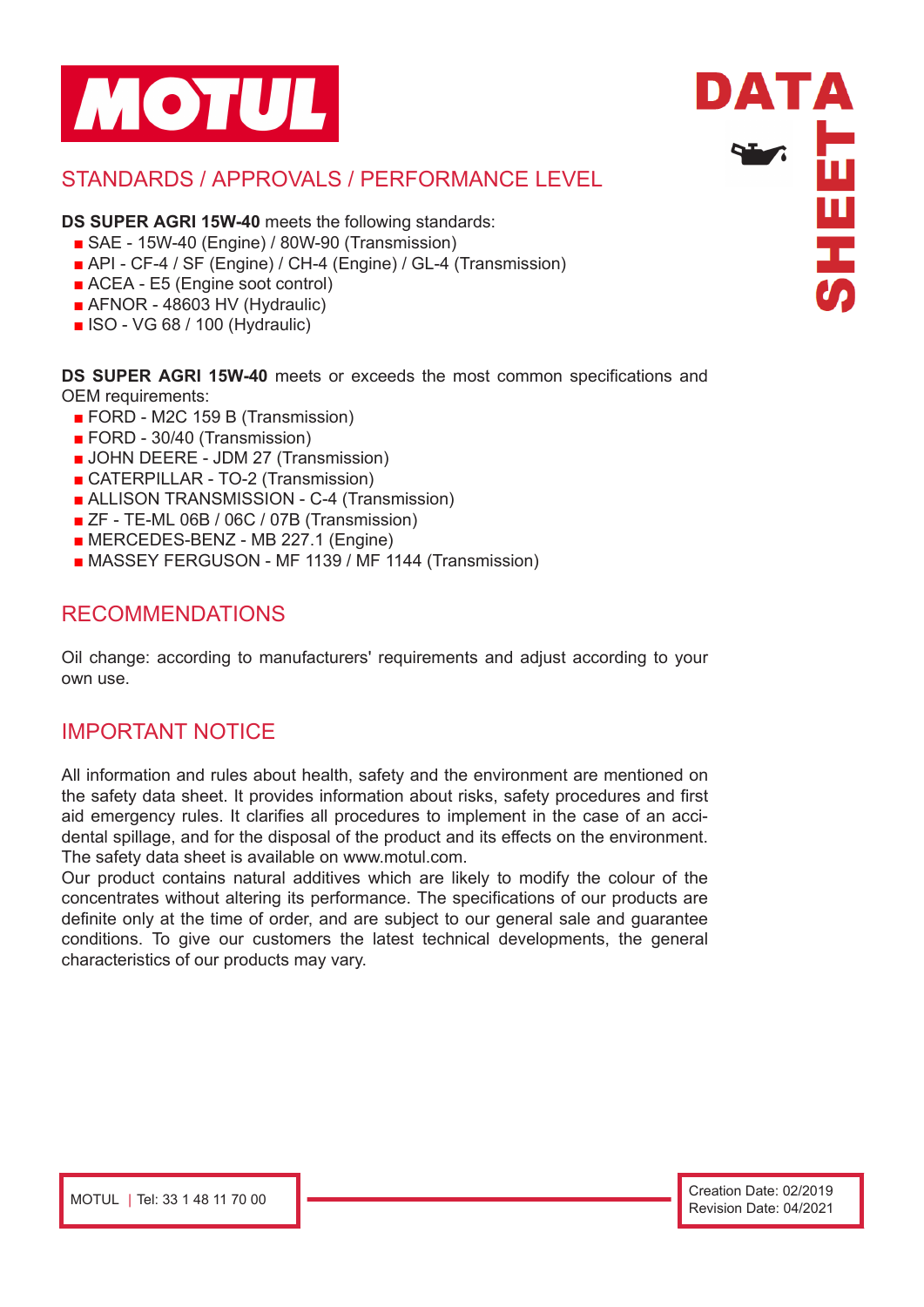## STANDARDS / APPROVALS / PERFORMANCE LEVEL

**DS SUPER AGRI 15W-40** meets the following standards:

- SAE - 15W-40 (Engine) / 80W-90 (Transmission)
- API - CF-4 / SF (Engine) / CH-4 (Engine) / GL-4 (Transmission)
- ACEA - E5 (Engine soot control)
- AFNOR - 48603 HV (Hydraulic)
- ISO - VG 68 / 100 (Hydraulic)

**DS SUPER AGRI 15W-40** meets or exceeds the most common specifications and OEM requirements:

- FORD - M2C 159 B (Transmission)
- FORD - 30/40 (Transmission)
- JOHN DEERE - JDM 27 (Transmission)
- CATERPILLAR - TO-2 (Transmission)
- ALLISON TRANSMISSION - C-4 (Transmission)
- ZF - TE-ML 06B / 06C / 07B (Transmission)
- MERCEDES-BENZ - MB 227.1 (Engine)
- MASSEY FERGUSON - MF 1139 / MF 1144 (Transmission)

## RECOMMENDATIONS

Oil change: according to manufacturers' requirements and adjust according to your own use.

## IMPORTANT NOTICE

All information and rules about health, safety and the environment are mentioned on the safety data sheet. It provides information about risks, safety procedures and first aid emergency rules. It clarifies all procedures to implement in the case of an accidental spillage, and for the disposal of the product and its effects on the environment. The safety data sheet is available on www.motul.com.

Our product contains natural additives which are likely to modify the colour of the concentrates without altering its performance. The specifications of our products are definite only at the time of order, and are subject to our general sale and guarantee conditions. To give our customers the latest technical developments, the general characteristics of our products may vary.

MOTUL | Tel: 33 1 48 11 70 00

Creation Date: 02/2019
Revision Date: 04/2021